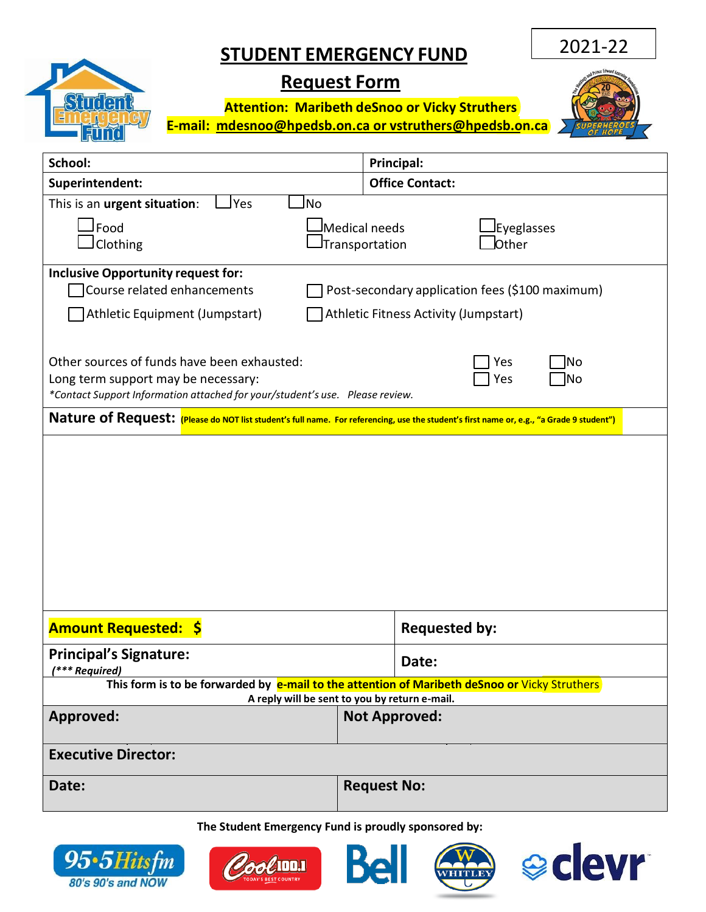2021-22

# STUDENT EMERGENCY FUND

## Request Form

**Attention: Maribeth deSnoo or Vicky Struthers**
**E-mail: mdesnoo@hpedsb.on.ca or vstruthers@hpedsb.on.ca**

| **School:** | **Principal:** |
|---|---|
| **Superintendent:** | **Office Contact:** |

This is an **urgent situation**: ☐ Yes ☐ No

☐ Food ☐ Medical needs ☐ Eyeglasses
☐ Clothing ☐ Transportation ☐ Other

**Inclusive Opportunity request for:**

☐ Course related enhancements ☐ Post-secondary application fees ($100 maximum)
☐ Athletic Equipment (Jumpstart) ☐ Athletic Fitness Activity (Jumpstart)

Other sources of funds have been exhausted: ☐ Yes ☐ No
Long term support may be necessary: ☐ Yes ☐ No
*\*Contact Support Information attached for your/student's use. Please review.*

**Nature of Request:** **(Please do NOT list student's full name. For referencing, use the student's first name or, e.g., "a Grade 9 student")**

| **Amount Requested: $** | **Requested by:** |
|---|---|
| **Principal's Signature:** *(\*\*\* Required)* | **Date:** |

**This form is to be forwarded by e-mail to the attention of Maribeth deSnoo or Vicky Struthers**
**A reply will be sent to you by return e-mail.**

| **Approved:** | **Not Approved:** |
|---|---|
| **Executive Director:** | |
| **Date:** | **Request No:** |

**The Student Emergency Fund is proudly sponsored by:**

95•5 Hits fm – 80's 90's and NOW | Cool 100.1 – Today's Best Country | Bell | Whitley | clevr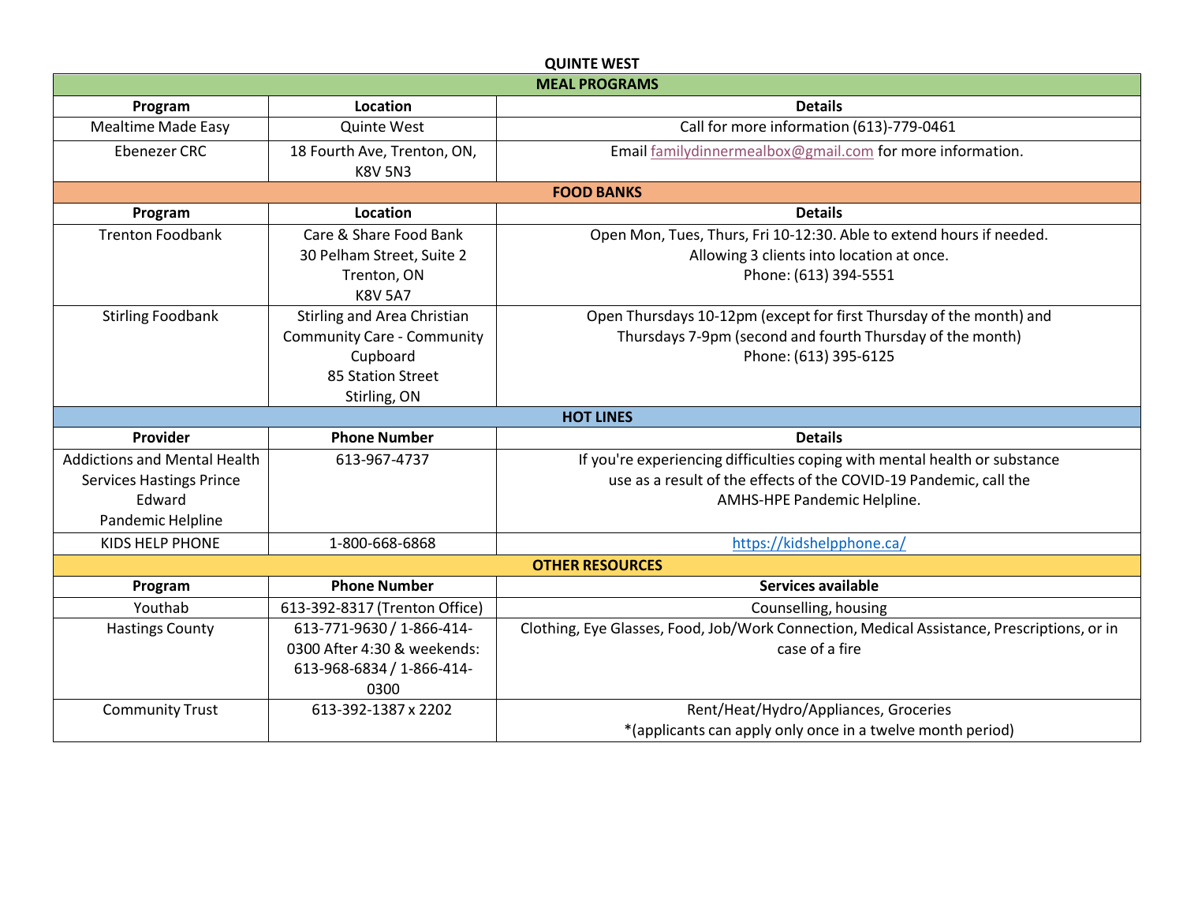# QUINTE WEST

## MEAL PROGRAMS

| Program | Location | Details |
| --- | --- | --- |
| Mealtime Made Easy | Quinte West | Call for more information (613)-779-0461 |
| Ebenezer CRC | 18 Fourth Ave, Trenton, ON, K8V 5N3 | Email familydinnermealbox@gmail.com for more information. |

## FOOD BANKS

| Program | Location | Details |
| --- | --- | --- |
| Trenton Foodbank | Care & Share Food Bank<br>30 Pelham Street, Suite 2<br>Trenton, ON<br>K8V 5A7 | Open Mon, Tues, Thurs, Fri 10-12:30. Able to extend hours if needed.<br>Allowing 3 clients into location at once.<br>Phone: (613) 394-5551 |
| Stirling Foodbank | Stirling and Area Christian Community Care - Community Cupboard<br>85 Station Street<br>Stirling, ON | Open Thursdays 10-12pm (except for first Thursday of the month) and Thursdays 7-9pm (second and fourth Thursday of the month)<br>Phone: (613) 395-6125 |

## HOT LINES

| Provider | Phone Number | Details |
| --- | --- | --- |
| Addictions and Mental Health Services Hastings Prince Edward<br>Pandemic Helpline | 613-967-4737 | If you're experiencing difficulties coping with mental health or substance use as a result of the effects of the COVID-19 Pandemic, call the AMHS-HPE Pandemic Helpline. |
| KIDS HELP PHONE | 1-800-668-6868 | https://kidshelpphone.ca/ |

## OTHER RESOURCES

| Program | Phone Number | Services available |
| --- | --- | --- |
| Youthab | 613-392-8317 (Trenton Office) | Counselling, housing |
| Hastings County | 613-771-9630 / 1-866-414-0300 After 4:30 & weekends: 613-968-6834 / 1-866-414-0300 | Clothing, Eye Glasses, Food, Job/Work Connection, Medical Assistance, Prescriptions, or in case of a fire |
| Community Trust | 613-392-1387 x 2202 | Rent/Heat/Hydro/Appliances, Groceries<br>*(applicants can apply only once in a twelve month period) |